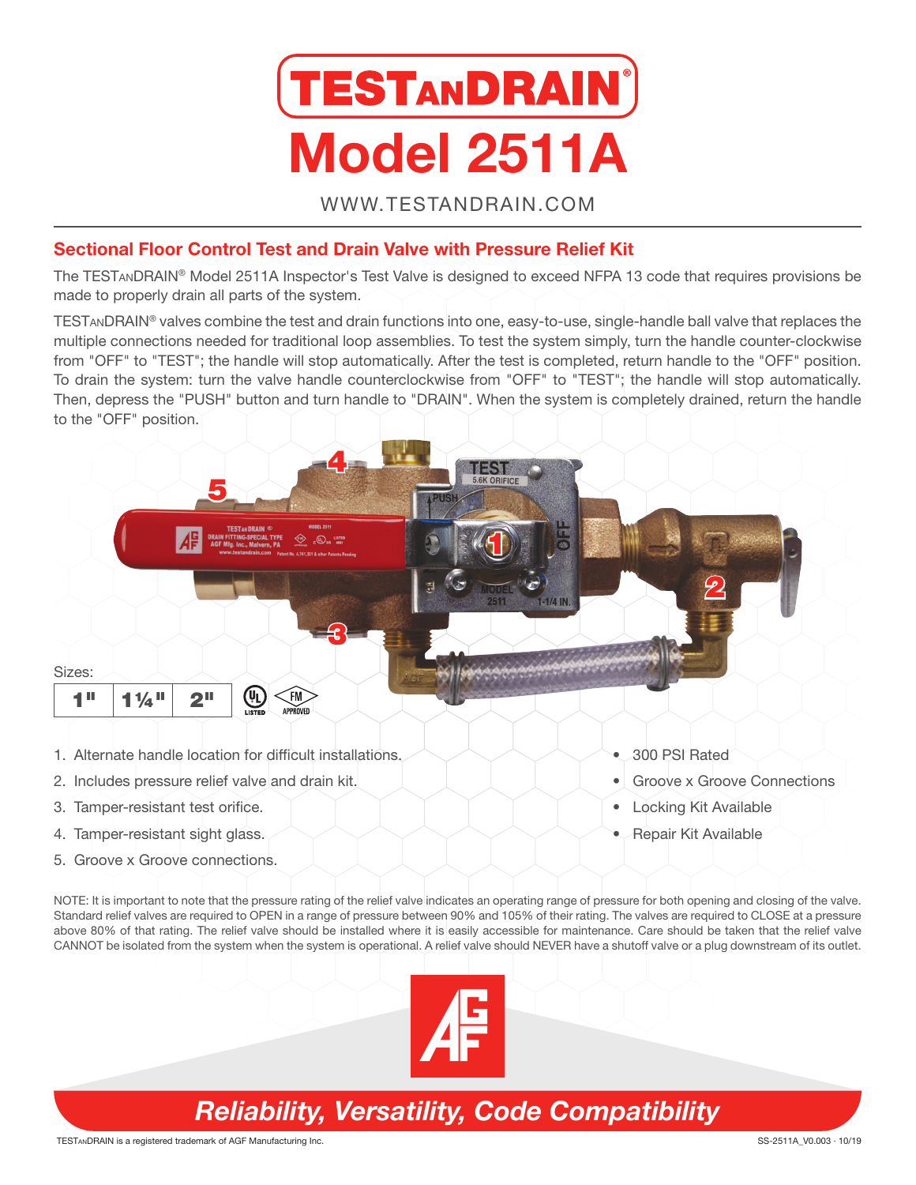# TESTANDRAIN®

# Model 2511A

WWW.TESTANDRAIN.COM

## Sectional Floor Control Test and Drain Valve with Pressure Relief Kit

The TESTANDRAIN® Model 2511A Inspector's Test Valve is designed to exceed NFPA 13 code that requires provisions be made to properly drain all parts of the system.

TESTANDRAIN® valves combine the test and drain functions into one, easy-to-use, single-handle ball valve that replaces the multiple connections needed for traditional loop assemblies. To test the system simply, turn the handle counter-clockwise from "OFF" to "TEST"; the handle will stop automatically. After the test is completed, return handle to the "OFF" position. To drain the system: turn the valve handle counterclockwise from "OFF" to "TEST"; the handle will stop automatically. Then, depress the "PUSH" button and turn handle to "DRAIN". When the system is completely drained, return the handle to the "OFF" position.

Sizes:

| 1" | 1¼" | 2" |
|---|---|---|

UL LISTED · FM APPROVED

1. Alternate handle location for difficult installations.
2. Includes pressure relief valve and drain kit.
3. Tamper-resistant test orifice.
4. Tamper-resistant sight glass.
5. Groove x Groove connections.

- 300 PSI Rated
- Groove x Groove Connections
- Locking Kit Available
- Repair Kit Available

NOTE: It is important to note that the pressure rating of the relief valve indicates an operating range of pressure for both opening and closing of the valve. Standard relief valves are required to OPEN in a range of pressure between 90% and 105% of their rating. The valves are required to CLOSE at a pressure above 80% of that rating. The relief valve should be installed where it is easily accessible for maintenance. Care should be taken that the relief valve CANNOT be isolated from the system when the system is operational. A relief valve should NEVER have a shutoff valve or a plug downstream of its outlet.

*Reliability, Versatility, Code Compatibility*

TESTANDRAIN is a registered trademark of AGF Manufacturing Inc.

SS-2511A_V0.003 · 10/19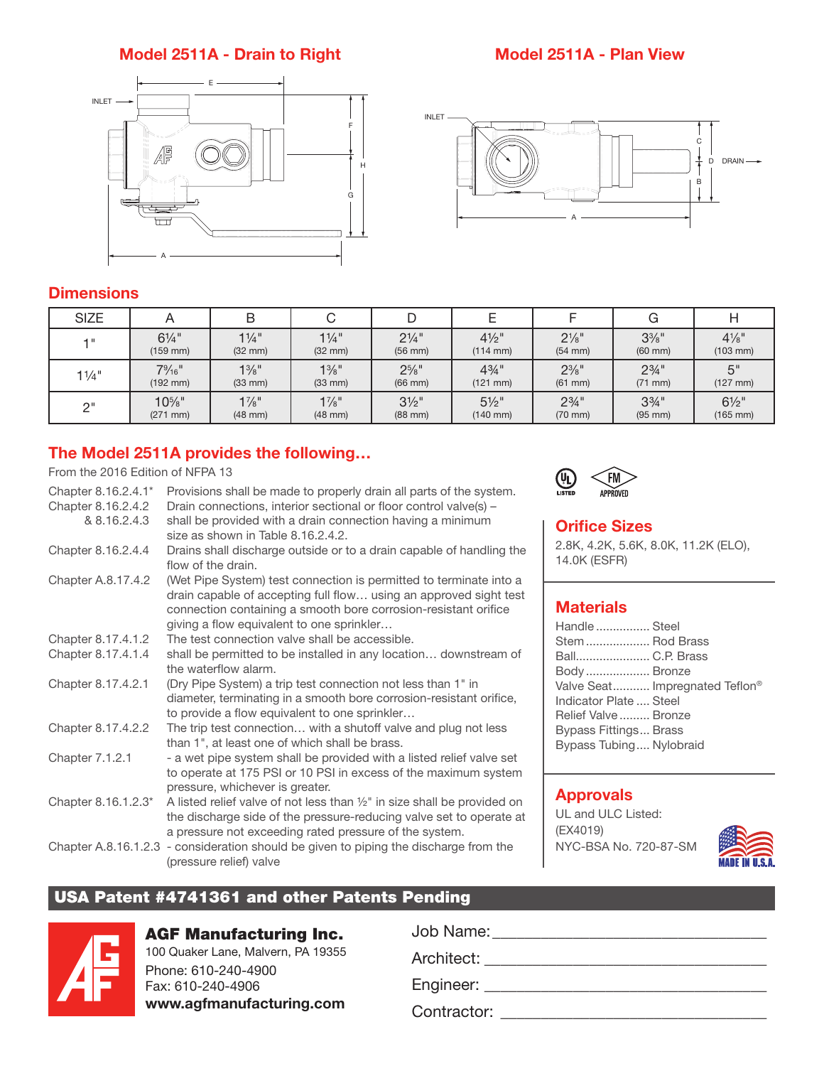## Model 2511A - Drain to Right

INLET
E
F
H
G
A

## Model 2511A - Plan View

INLET
C
D
DRAIN
B
A

## Dimensions

| SIZE | A | B | C | D | E | F | G | H |
|---|---|---|---|---|---|---|---|---|
| 1" | 6¼" (159 mm) | 1¼" (32 mm) | 1¼" (32 mm) | 2¼" (56 mm) | 4½" (114 mm) | 2⅛" (54 mm) | 3⅜" (60 mm) | 4⅛" (103 mm) |
| 1¼" | 7⁹⁄₁₆" (192 mm) | 1⅜" (33 mm) | 1⅜" (33 mm) | 2⅝" (66 mm) | 4¾" (121 mm) | 2⅜" (61 mm) | 2¾" (71 mm) | 5" (127 mm) |
| 2" | 10⅝" (271 mm) | 1⅞" (48 mm) | 1⅞" (48 mm) | 3½" (88 mm) | 5½" (140 mm) | 2¾" (70 mm) | 3¾" (95 mm) | 6½" (165 mm) |

## The Model 2511A provides the following…

From the 2016 Edition of NFPA 13

| | |
|---|---|
| Chapter 8.16.2.4.1* | Provisions shall be made to properly drain all parts of the system. |
| Chapter 8.16.2.4.2 & 8.16.2.4.3 | Drain connections, interior sectional or floor control valve(s) – shall be provided with a drain connection having a minimum size as shown in Table 8.16.2.4.2. |
| Chapter 8.16.2.4.4 | Drains shall discharge outside or to a drain capable of handling the flow of the drain. |
| Chapter A.8.17.4.2 | (Wet Pipe System) test connection is permitted to terminate into a drain capable of accepting full flow… using an approved sight test connection containing a smooth bore corrosion-resistant orifice giving a flow equivalent to one sprinkler… |
| Chapter 8.17.4.1.2 | The test connection valve shall be accessible. |
| Chapter 8.17.4.1.4 | shall be permitted to be installed in any location… downstream of the waterflow alarm. |
| Chapter 8.17.4.2.1 | (Dry Pipe System) a trip test connection not less than 1" in diameter, terminating in a smooth bore corrosion-resistant orifice, to provide a flow equivalent to one sprinkler… |
| Chapter 8.17.4.2.2 | The trip test connection… with a shutoff valve and plug not less than 1", at least one of which shall be brass. |
| Chapter 7.1.2.1 | - a wet pipe system shall be provided with a listed relief valve set to operate at 175 PSI or 10 PSI in excess of the maximum system pressure, whichever is greater. |
| Chapter 8.16.1.2.3* | A listed relief valve of not less than ½" in size shall be provided on the discharge side of the pressure-reducing valve set to operate at a pressure not exceeding rated pressure of the system. |
| Chapter A.8.16.1.2.3 | - consideration should be given to piping the discharge from the (pressure relief) valve |

UL LISTED  FM APPROVED

## Orifice Sizes

2.8K, 4.2K, 5.6K, 8.0K, 11.2K (ELO), 14.0K (ESFR)

## Materials

- Handle ................ Steel
- Stem ................... Rod Brass
- Ball...................... C.P. Brass
- Body ................... Bronze
- Valve Seat........... Impregnated Teflon®
- Indicator Plate .... Steel
- Relief Valve ......... Bronze
- Bypass Fittings... Brass
- Bypass Tubing.... Nylobraid

## Approvals

UL and ULC Listed:
(EX4019)
NYC-BSA No. 720-87-SM

MADE IN U.S.A.

## USA Patent #4741361 and other Patents Pending

**AGF Manufacturing Inc.**
100 Quaker Lane, Malvern, PA 19355
Phone: 610-240-4900
Fax: 610-240-4906
**www.agfmanufacturing.com**

Job Name: ______________________________

Architect: ______________________________

Engineer: ______________________________

Contractor: ______________________________